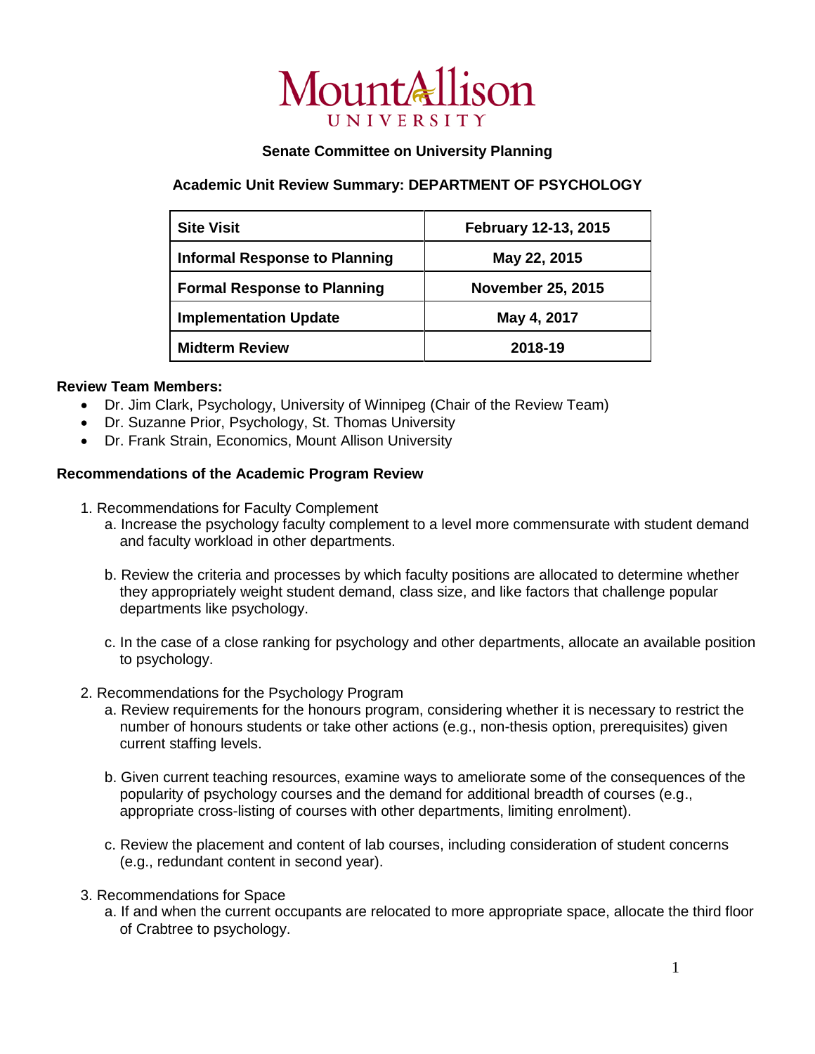Mount Allison UNIVERSITY

**Senate Committee on University Planning**

**Academic Unit Review Summary: DEPARTMENT OF PSYCHOLOGY**

| Site Visit | February 12-13, 2015 |
|---|---|
| Informal Response to Planning | May 22, 2015 |
| Formal Response to Planning | November 25, 2015 |
| Implementation Update | May 4, 2017 |
| Midterm Review | 2018-19 |

**Review Team Members:**

- Dr. Jim Clark, Psychology, University of Winnipeg (Chair of the Review Team)
- Dr. Suzanne Prior, Psychology, St. Thomas University
- Dr. Frank Strain, Economics, Mount Allison University

**Recommendations of the Academic Program Review**

1. Recommendations for Faculty Complement
   a. Increase the psychology faculty complement to a level more commensurate with student demand and faculty workload in other departments.

   b. Review the criteria and processes by which faculty positions are allocated to determine whether they appropriately weight student demand, class size, and like factors that challenge popular departments like psychology.

   c. In the case of a close ranking for psychology and other departments, allocate an available position to psychology.

2. Recommendations for the Psychology Program
   a. Review requirements for the honours program, considering whether it is necessary to restrict the number of honours students or take other actions (e.g., non-thesis option, prerequisites) given current staffing levels.

   b. Given current teaching resources, examine ways to ameliorate some of the consequences of the popularity of psychology courses and the demand for additional breadth of courses (e.g., appropriate cross-listing of courses with other departments, limiting enrolment).

   c. Review the placement and content of lab courses, including consideration of student concerns (e.g., redundant content in second year).

3. Recommendations for Space
   a. If and when the current occupants are relocated to more appropriate space, allocate the third floor of Crabtree to psychology.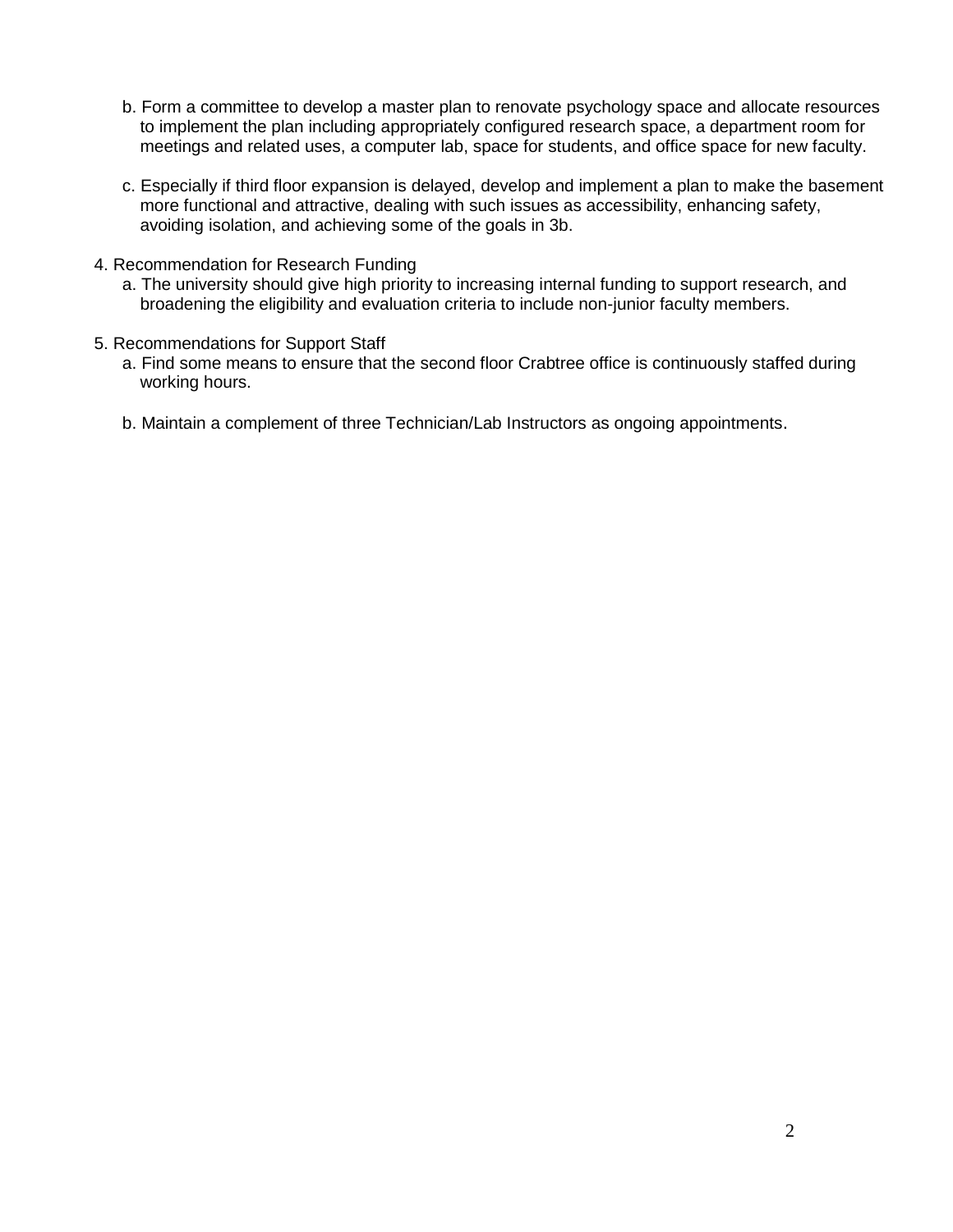b. Form a committee to develop a master plan to renovate psychology space and allocate resources to implement the plan including appropriately configured research space, a department room for meetings and related uses, a computer lab, space for students, and office space for new faculty.

c. Especially if third floor expansion is delayed, develop and implement a plan to make the basement more functional and attractive, dealing with such issues as accessibility, enhancing safety, avoiding isolation, and achieving some of the goals in 3b.

4. Recommendation for Research Funding
   a. The university should give high priority to increasing internal funding to support research, and broadening the eligibility and evaluation criteria to include non-junior faculty members.

5. Recommendations for Support Staff
   a. Find some means to ensure that the second floor Crabtree office is continuously staffed during working hours.

   b. Maintain a complement of three Technician/Lab Instructors as ongoing appointments.